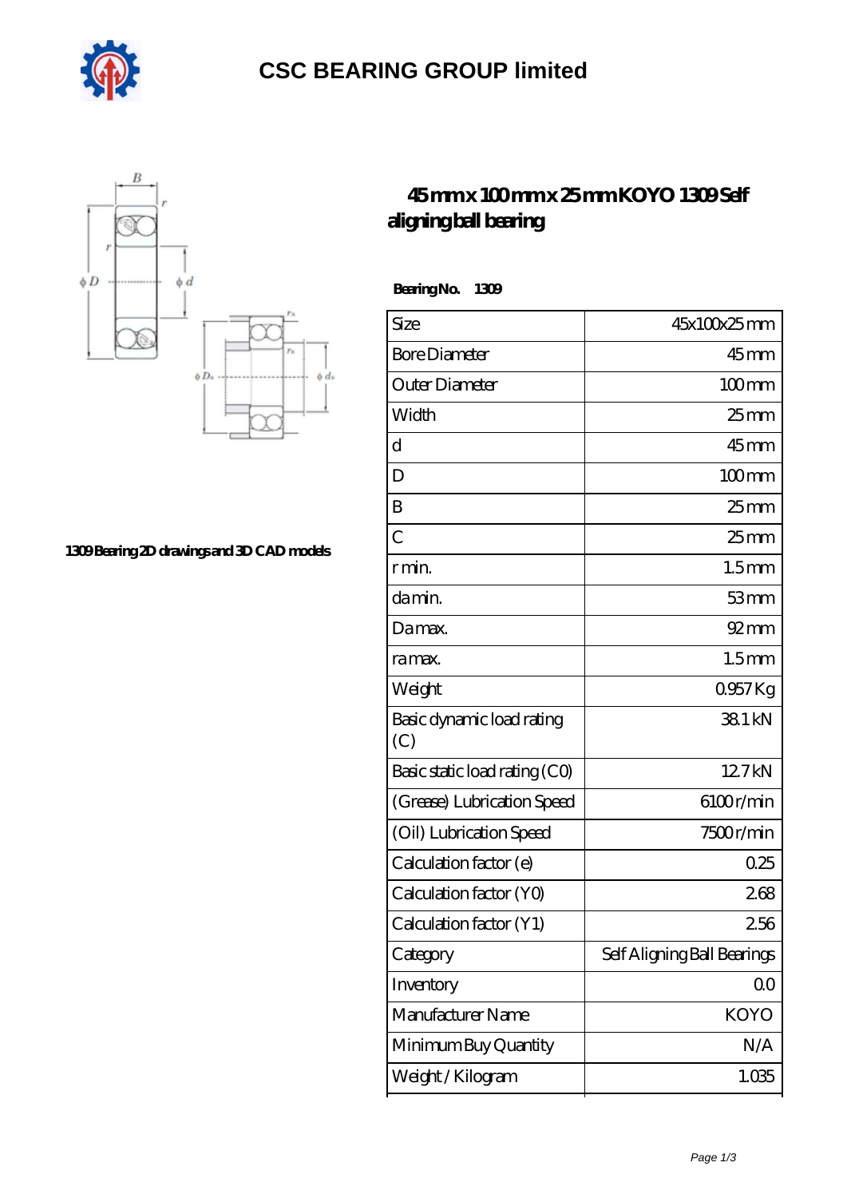# CSC BEARING GROUP limited

1309 Bearing 2D drawings and 3D CAD models

## 45 mm x 100 mm x 25 mm KOYO 1309 Self aligning ball bearing

**Bearing No. 1309**

| Size | 45x100x25 mm |
|---|---|
| Bore Diameter | 45 mm |
| Outer Diameter | 100 mm |
| Width | 25 mm |
| d | 45 mm |
| D | 100 mm |
| B | 25 mm |
| C | 25 mm |
| r min. | 1.5 mm |
| da min. | 53 mm |
| Da max. | 92 mm |
| ra max. | 1.5 mm |
| Weight | 0.957 Kg |
| Basic dynamic load rating (C) | 38.1 kN |
| Basic static load rating (C0) | 12.7 kN |
| (Grease) Lubrication Speed | 6100 r/min |
| (Oil) Lubrication Speed | 7500 r/min |
| Calculation factor (e) | 0.25 |
| Calculation factor (Y0) | 2.68 |
| Calculation factor (Y1) | 2.56 |
| Category | Self Aligning Ball Bearings |
| Inventory | 0.0 |
| Manufacturer Name | KOYO |
| Minimum Buy Quantity | N/A |
| Weight / Kilogram | 1.035 |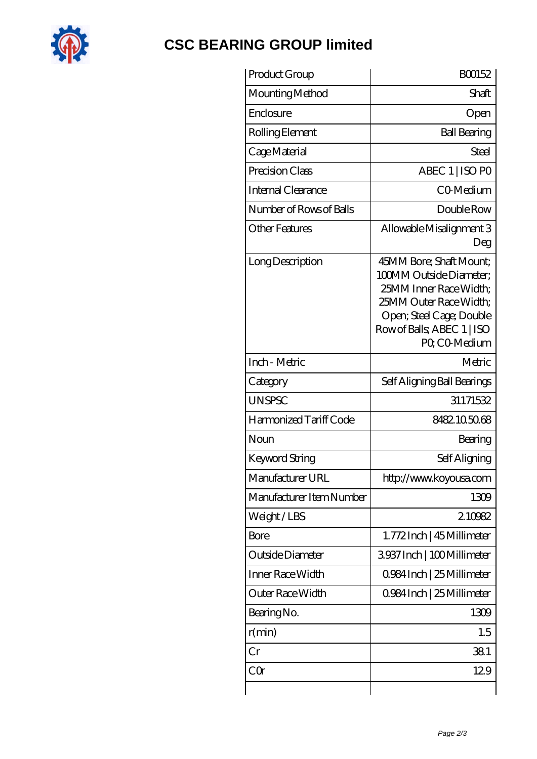# CSC BEARING GROUP limited

| Product Group | B00152 |
|---|---|
| Mounting Method | Shaft |
| Enclosure | Open |
| Rolling Element | Ball Bearing |
| Cage Material | Steel |
| Precision Class | ABEC 1 \| ISO P0 |
| Internal Clearance | C0-Medium |
| Number of Rows of Balls | Double Row |
| Other Features | Allowable Misalignment 3 Deg |
| Long Description | 45MM Bore; Shaft Mount; 100MM Outside Diameter; 25MM Inner Race Width; 25MM Outer Race Width; Open; Steel Cage; Double Row of Balls; ABEC 1 \| ISO P0; C0-Medium |
| Inch - Metric | Metric |
| Category | Self Aligning Ball Bearings |
| UNSPSC | 31171532 |
| Harmonized Tariff Code | 8482.10.50.68 |
| Noun | Bearing |
| Keyword String | Self Aligning |
| Manufacturer URL | http://www.koyousa.com |
| Manufacturer Item Number | 1309 |
| Weight / LBS | 2.10982 |
| Bore | 1.772 Inch \| 45 Millimeter |
| Outside Diameter | 3.937 Inch \| 100 Millimeter |
| Inner Race Width | 0.984 Inch \| 25 Millimeter |
| Outer Race Width | 0.984 Inch \| 25 Millimeter |
| Bearing No. | 1309 |
| r(min) | 1.5 |
| Cr | 38.1 |
| C0r | 12.9 |
| | |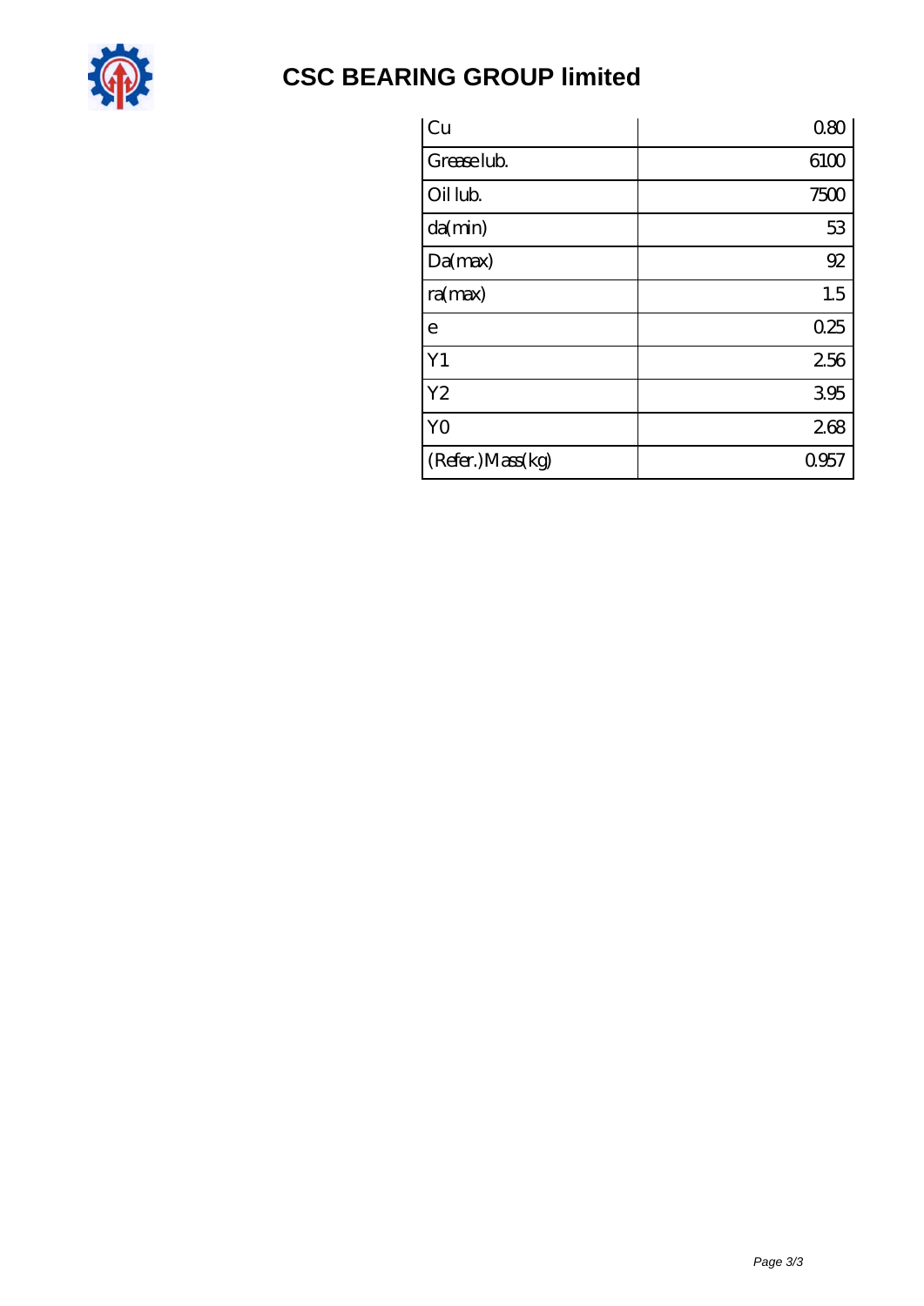| | |
|---|---|
| Cu | 0.80 |
| Grease lub. | 6100 |
| Oil lub. | 7500 |
| da(min) | 53 |
| Da(max) | 92 |
| ra(max) | 1.5 |
| e | 0.25 |
| Y1 | 2.56 |
| Y2 | 3.95 |
| Y0 | 2.68 |
| (Refer.)Mass(kg) | 0.957 |